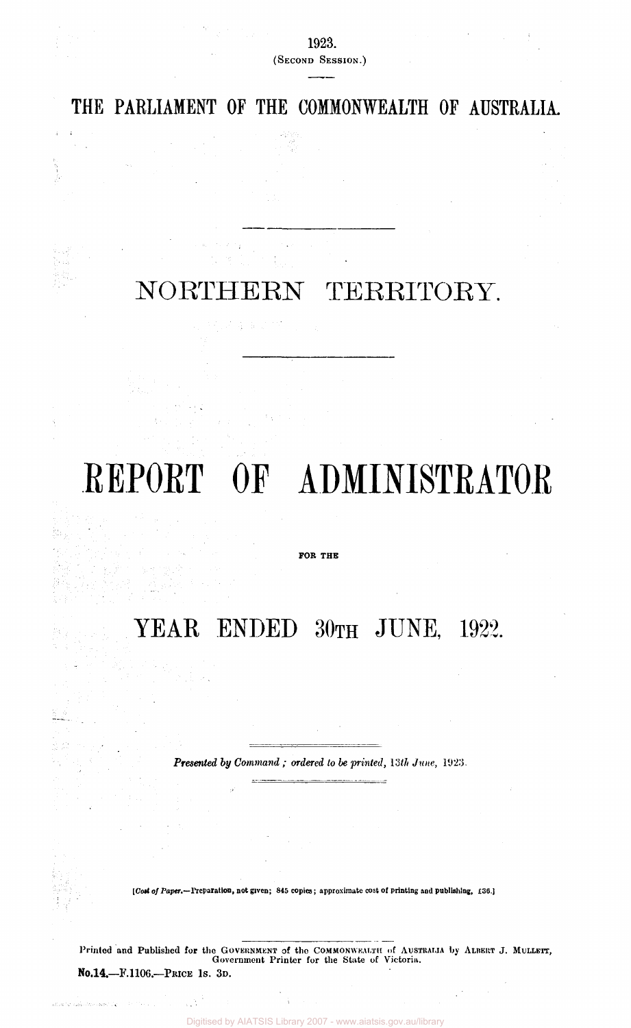1923.
(SECOND SESSION.)

# THE PARLIAMENT OF THE COMMONWEALTH OF AUSTRALIA.

# NORTHERN TERRITORY.

# REPORT OF ADMINISTRATOR

FOR THE

# YEAR ENDED 30TH JUNE, 1922.

*Presented by Command; ordered to be printed, 13th June, 1923.*

[*Cost of Paper.*—Preparation, not given; 845 copies; approximate cost of printing and publishing, £36.]

Printed and Published for the GOVERNMENT of the COMMONWEALTH of AUSTRALIA by ALBERT J. MULLETT, Government Printer for the State of Victoria.

**No. 14.**—F.1106.—PRICE 1s. 3D.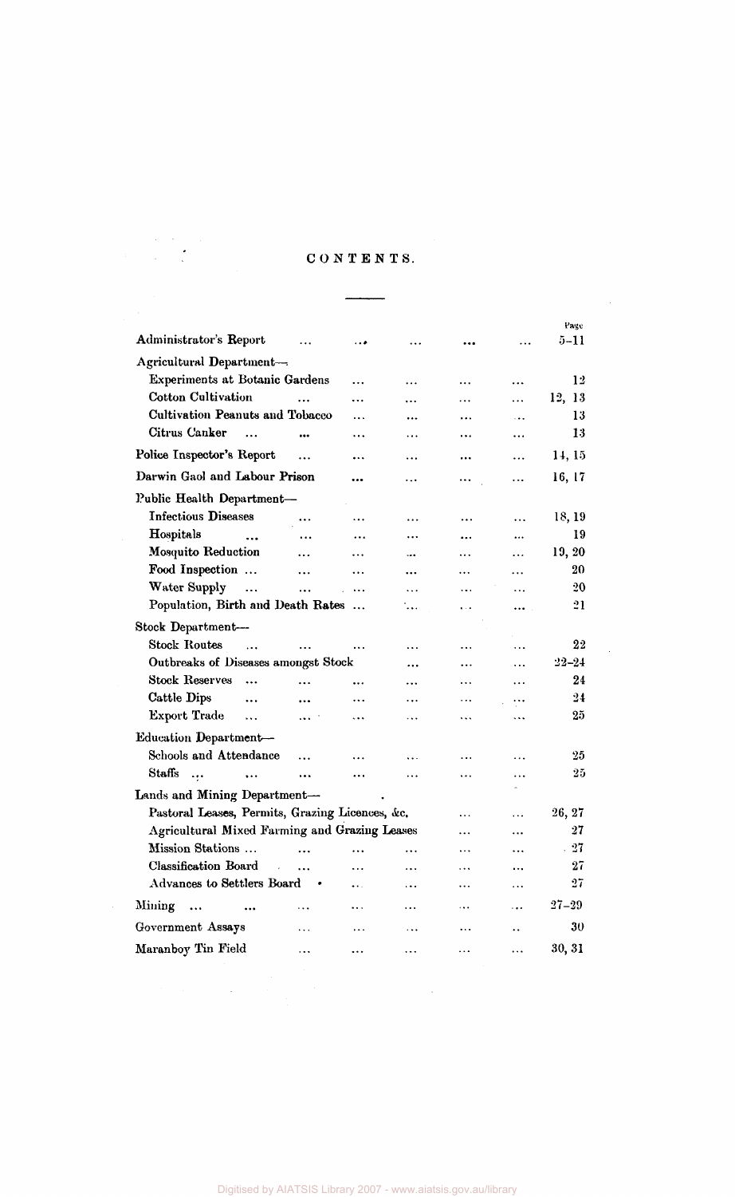# CONTENTS.

| | Page |
|---|---|
| Administrator's Report | 5–11 |
| Agricultural Department— | |
| Experiments at Botanic Gardens | 12 |
| Cotton Cultivation | 12, 13 |
| Cultivation Peanuts and Tobacco | 13 |
| Citrus Canker | 13 |
| Police Inspector's Report | 14, 15 |
| Darwin Gaol and Labour Prison | 16, 17 |
| Public Health Department— | |
| Infectious Diseases | 18, 19 |
| Hospitals | 19 |
| Mosquito Reduction | 19, 20 |
| Food Inspection | 20 |
| Water Supply | 20 |
| Population, Birth and Death Rates | 21 |
| Stock Department— | |
| Stock Routes | 22 |
| Outbreaks of Diseases amongst Stock | 22–24 |
| Stock Reserves | 24 |
| Cattle Dips | 24 |
| Export Trade | 25 |
| Education Department— | |
| Schools and Attendance | 25 |
| Staffs | 25 |
| Lands and Mining Department— | |
| Pastoral Leases, Permits, Grazing Licences, &c. | 26, 27 |
| Agricultural Mixed Farming and Grazing Leases | 27 |
| Mission Stations | 27 |
| Classification Board | 27 |
| Advances to Settlers Board | 27 |
| Mining | 27–29 |
| Government Assays | 30 |
| Maranboy Tin Field | 30, 31 |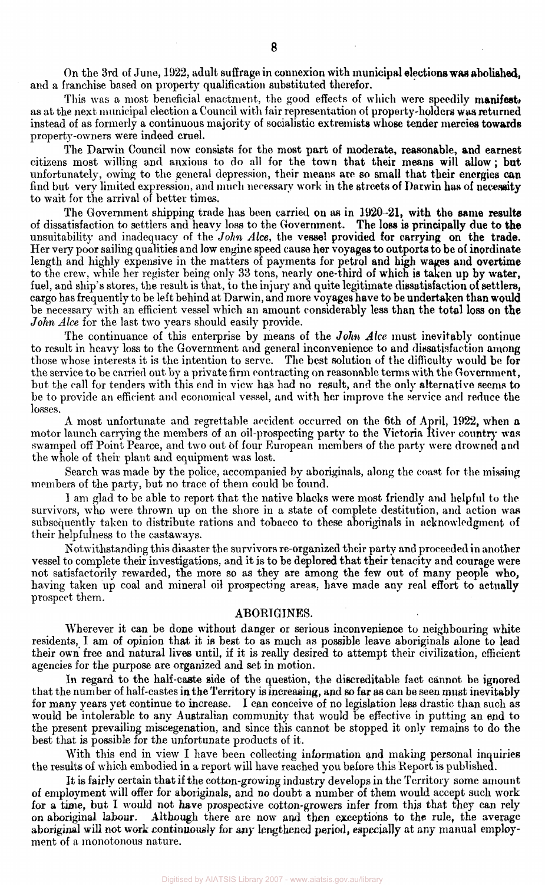On the 3rd of June, 1922, adult suffrage in connexion with municipal elections was abolished, and a franchise based on property qualification substituted therefor.

This was a most beneficial enactment, the good effects of which were speedily manifest, as at the next municipal election a Council with fair representation of property-holders was returned instead of as formerly a continuous majority of socialistic extremists whose tender mercies towards property-owners were indeed cruel.

The Darwin Council now consists for the most part of moderate, reasonable, and earnest citizens most willing and anxious to do all for the town that their means will allow; but unfortunately, owing to the general depression, their means are so small that their energies can find but very limited expression, and much necessary work in the streets of Darwin has of necessity to wait for the arrival of better times.

The Government shipping trade has been carried on as in 1920–21, with the same results of dissatisfaction to settlers and heavy loss to the Government. The loss is principally due to the unsuitability and inadequacy of the *John Alce*, the vessel provided for carrying on the trade. Her very poor sailing qualities and low engine speed cause her voyages to outports to be of inordinate length and highly expensive in the matters of payments for petrol and high wages and overtime to the crew, while her register being only 33 tons, nearly one-third of which is taken up by water, fuel, and ship's stores, the result is that, to the injury and quite legitimate dissatisfaction of settlers, cargo has frequently to be left behind at Darwin, and more voyages have to be undertaken than would be necessary with an efficient vessel which an amount considerably less than the total loss on the *John Alce* for the last two years should easily provide.

The continuance of this enterprise by means of the *John Alce* must inevitably continue to result in heavy loss to the Government and general inconvenience to and dissatisfaction among those whose interests it is the intention to serve. The best solution of the difficulty would be for the service to be carried out by a private firm contracting on reasonable terms with the Government, but the call for tenders with this end in view has had no result, and the only alternative seems to be to provide an efficient and economical vessel, and with her improve the service and reduce the losses.

A most unfortunate and regrettable accident occurred on the 6th of April, 1922, when a motor launch carrying the members of an oil-prospecting party to the Victoria River country was swamped off Point Pearce, and two out of four European members of the party were drowned and the whole of their plant and equipment was lost.

Search was made by the police, accompanied by aboriginals, along the coast for the missing members of the party, but no trace of them could be found.

I am glad to be able to report that the native blacks were most friendly and helpful to the survivors, who were thrown up on the shore in a state of complete destitution, and action was subsequently taken to distribute rations and tobacco to these aboriginals in acknowledgment of their helpfulness to the castaways.

Notwithstanding this disaster the survivors re-organized their party and proceeded in another vessel to complete their investigations, and it is to be deplored that their tenacity and courage were not satisfactorily rewarded, the more so as they are among the few out of many people who, having taken up coal and mineral oil prospecting areas, have made any real effort to actually prospect them.

## ABORIGINES.

Wherever it can be done without danger or serious inconvenience to neighbouring white residents, I am of opinion that it is best to as much as possible leave aboriginals alone to lead their own free and natural lives until, if it is really desired to attempt their civilization, efficient agencies for the purpose are organized and set in motion.

In regard to the half-caste side of the question, the discreditable fact cannot be ignored that the number of half-castes in the Territory is increasing, and so far as can be seen must inevitably for many years yet continue to increase. I can conceive of no legislation less drastic than such as would be intolerable to any Australian community that would be effective in putting an end to the present prevailing miscegenation, and since this cannot be stopped it only remains to do the best that is possible for the unfortunate products of it.

With this end in view I have been collecting information and making personal inquiries the results of which embodied in a report will have reached you before this Report is published.

It is fairly certain that if the cotton-growing industry develops in the Territory some amount of employment will offer for aboriginals, and no doubt a number of them would accept such work for a time, but I would not have prospective cotton-growers infer from this that they can rely on aboriginal labour. Although there are now and then exceptions to the rule, the average aboriginal will not work continuously for any lengthened period, especially at any manual employment of a monotonous nature.